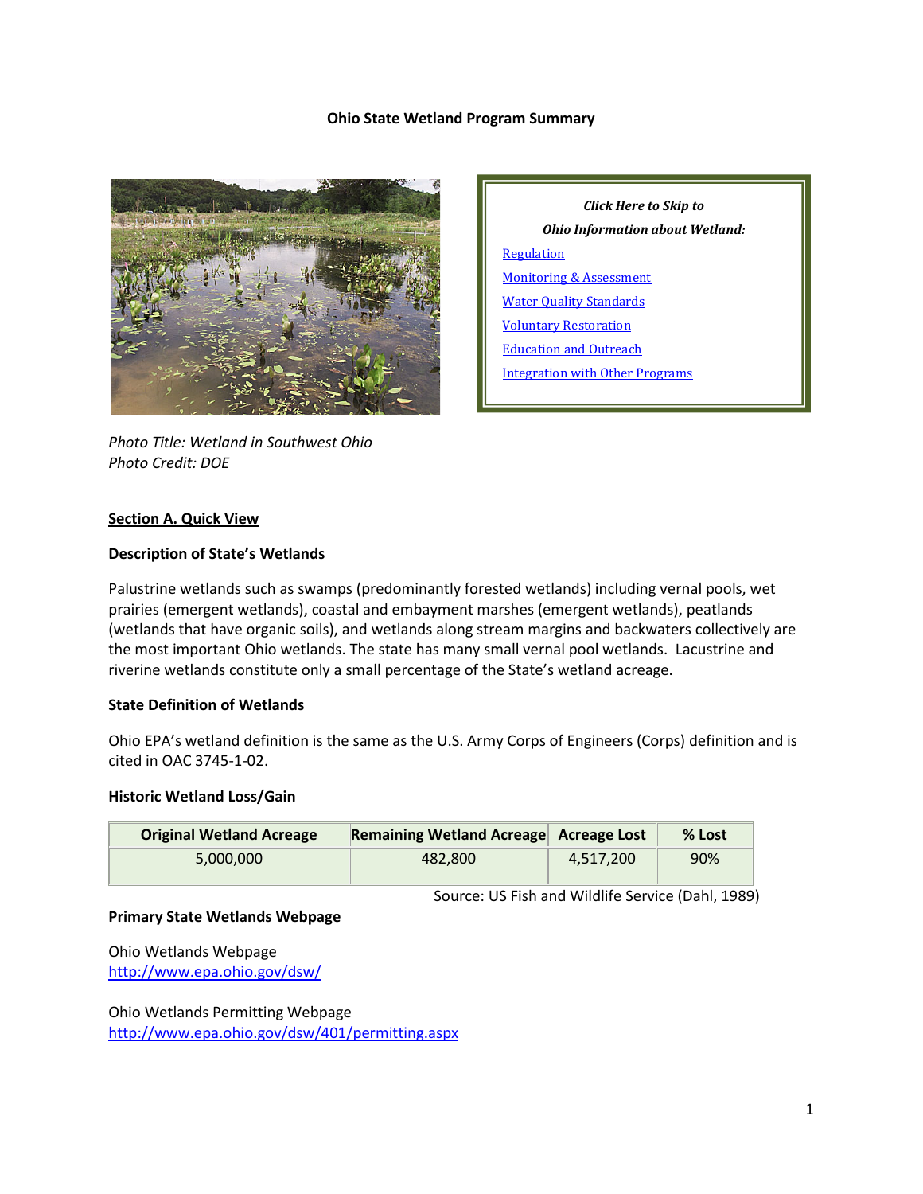# Ohio State Wetland Program Summary

*Photo Title: Wetland in Southwest Ohio*
*Photo Credit: DOE*

***Click Here to Skip to***
***Ohio Information about Wetland:***

- Regulation
- Monitoring & Assessment
- Water Quality Standards
- Voluntary Restoration
- Education and Outreach
- Integration with Other Programs

## Section A. Quick View

### Description of State's Wetlands

Palustrine wetlands such as swamps (predominantly forested wetlands) including vernal pools, wet prairies (emergent wetlands), coastal and embayment marshes (emergent wetlands), peatlands (wetlands that have organic soils), and wetlands along stream margins and backwaters collectively are the most important Ohio wetlands. The state has many small vernal pool wetlands. Lacustrine and riverine wetlands constitute only a small percentage of the State's wetland acreage.

### State Definition of Wetlands

Ohio EPA's wetland definition is the same as the U.S. Army Corps of Engineers (Corps) definition and is cited in OAC 3745-1-02.

### Historic Wetland Loss/Gain

| Original Wetland Acreage | Remaining Wetland Acreage | Acreage Lost | % Lost |
|---|---|---|---|
| 5,000,000 | 482,800 | 4,517,200 | 90% |

Source: US Fish and Wildlife Service (Dahl, 1989)

### Primary State Wetlands Webpage

Ohio Wetlands Webpage
http://www.epa.ohio.gov/dsw/

Ohio Wetlands Permitting Webpage
http://www.epa.ohio.gov/dsw/401/permitting.aspx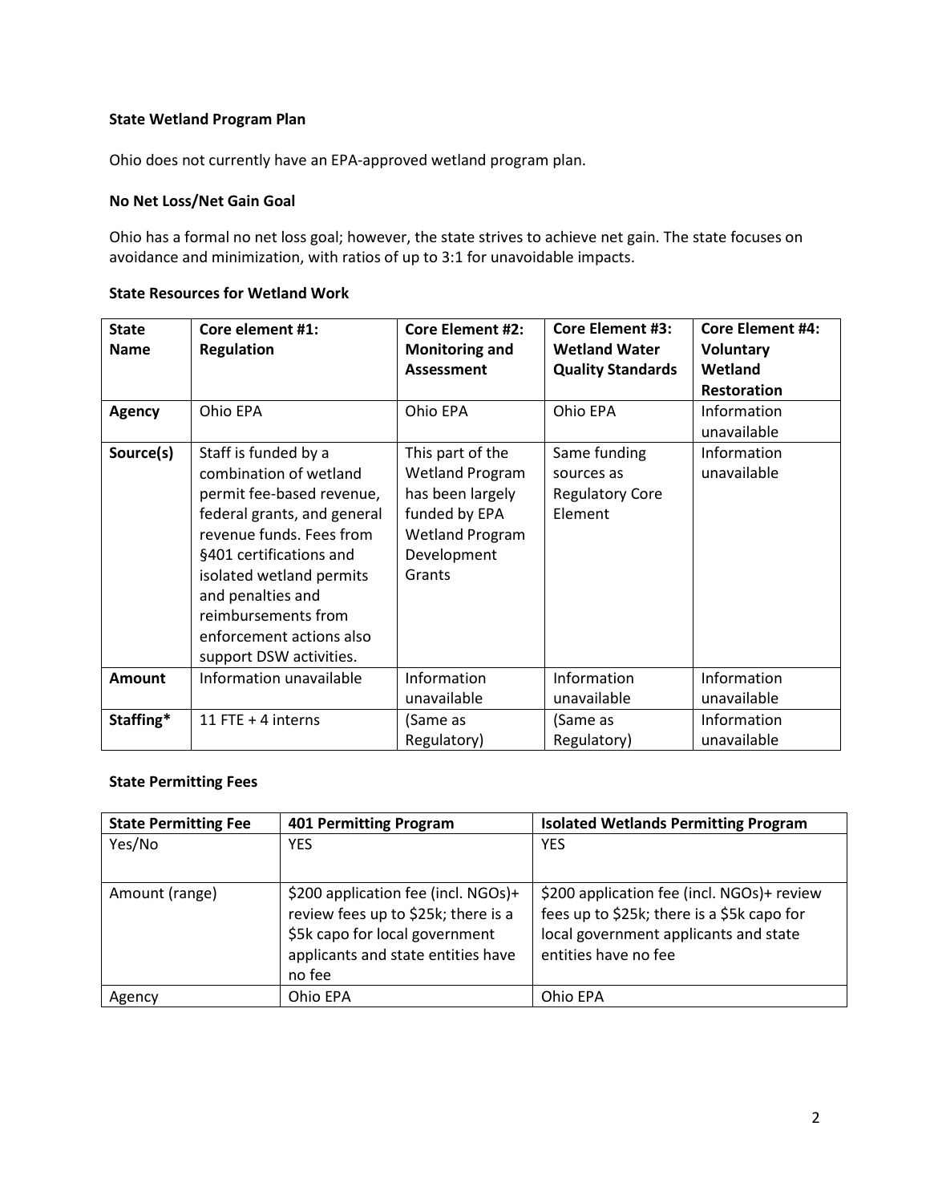### State Wetland Program Plan

Ohio does not currently have an EPA-approved wetland program plan.

### No Net Loss/Net Gain Goal

Ohio has a formal no net loss goal; however, the state strives to achieve net gain. The state focuses on avoidance and minimization, with ratios of up to 3:1 for unavoidable impacts.

### State Resources for Wetland Work

| State Name | Core element #1: Regulation | Core Element #2: Monitoring and Assessment | Core Element #3: Wetland Water Quality Standards | Core Element #4: Voluntary Wetland Restoration |
|---|---|---|---|---|
| **Agency** | Ohio EPA | Ohio EPA | Ohio EPA | Information unavailable |
| **Source(s)** | Staff is funded by a combination of wetland permit fee-based revenue, federal grants, and general revenue funds. Fees from §401 certifications and isolated wetland permits and penalties and reimbursements from enforcement actions also support DSW activities. | This part of the Wetland Program has been largely funded by EPA Wetland Program Development Grants | Same funding sources as Regulatory Core Element | Information unavailable |
| **Amount** | Information unavailable | Information unavailable | Information unavailable | Information unavailable |
| **Staffing*** | 11 FTE + 4 interns | (Same as Regulatory) | (Same as Regulatory) | Information unavailable |

### State Permitting Fees

| State Permitting Fee | 401 Permitting Program | Isolated Wetlands Permitting Program |
|---|---|---|
| Yes/No | YES | YES |
| Amount (range) | $200 application fee (incl. NGOs)+ review fees up to $25k; there is a $5k capo for local government applicants and state entities have no fee | $200 application fee (incl. NGOs)+ review fees up to $25k; there is a $5k capo for local government applicants and state entities have no fee |
| Agency | Ohio EPA | Ohio EPA |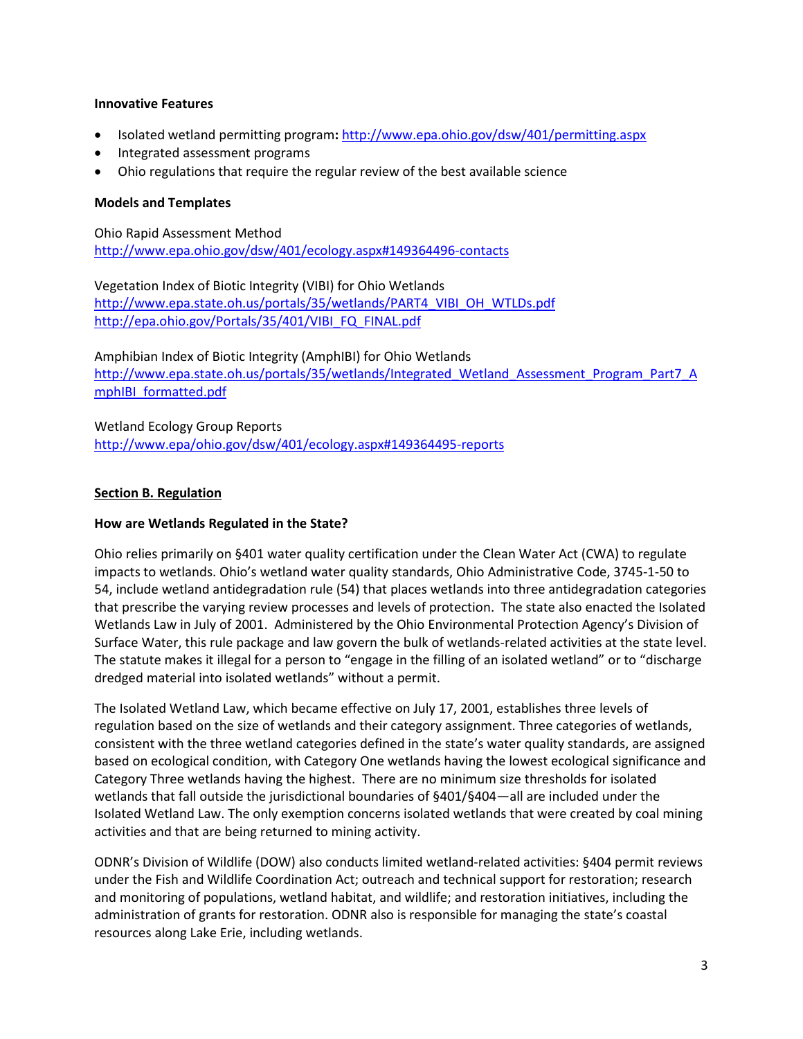**Innovative Features**

- Isolated wetland permitting program**:** http://www.epa.ohio.gov/dsw/401/permitting.aspx
- Integrated assessment programs
- Ohio regulations that require the regular review of the best available science

**Models and Templates**

Ohio Rapid Assessment Method
http://www.epa.ohio.gov/dsw/401/ecology.aspx#149364496-contacts

Vegetation Index of Biotic Integrity (VIBI) for Ohio Wetlands
http://www.epa.state.oh.us/portals/35/wetlands/PART4_VIBI_OH_WTLDs.pdf
http://epa.ohio.gov/Portals/35/401/VIBI_FQ_FINAL.pdf

Amphibian Index of Biotic Integrity (AmphIBI) for Ohio Wetlands
http://www.epa.state.oh.us/portals/35/wetlands/Integrated_Wetland_Assessment_Program_Part7_AmphIBI_formatted.pdf

Wetland Ecology Group Reports
http://www.epa/ohio.gov/dsw/401/ecology.aspx#149364495-reports

## Section B. Regulation

**How are Wetlands Regulated in the State?**

Ohio relies primarily on §401 water quality certification under the Clean Water Act (CWA) to regulate impacts to wetlands. Ohio's wetland water quality standards, Ohio Administrative Code, 3745-1-50 to 54, include wetland antidegradation rule (54) that places wetlands into three antidegradation categories that prescribe the varying review processes and levels of protection. The state also enacted the Isolated Wetlands Law in July of 2001. Administered by the Ohio Environmental Protection Agency's Division of Surface Water, this rule package and law govern the bulk of wetlands-related activities at the state level. The statute makes it illegal for a person to "engage in the filling of an isolated wetland" or to "discharge dredged material into isolated wetlands" without a permit.

The Isolated Wetland Law, which became effective on July 17, 2001, establishes three levels of regulation based on the size of wetlands and their category assignment. Three categories of wetlands, consistent with the three wetland categories defined in the state's water quality standards, are assigned based on ecological condition, with Category One wetlands having the lowest ecological significance and Category Three wetlands having the highest. There are no minimum size thresholds for isolated wetlands that fall outside the jurisdictional boundaries of §401/§404—all are included under the Isolated Wetland Law. The only exemption concerns isolated wetlands that were created by coal mining activities and that are being returned to mining activity.

ODNR's Division of Wildlife (DOW) also conducts limited wetland-related activities: §404 permit reviews under the Fish and Wildlife Coordination Act; outreach and technical support for restoration; research and monitoring of populations, wetland habitat, and wildlife; and restoration initiatives, including the administration of grants for restoration. ODNR also is responsible for managing the state's coastal resources along Lake Erie, including wetlands.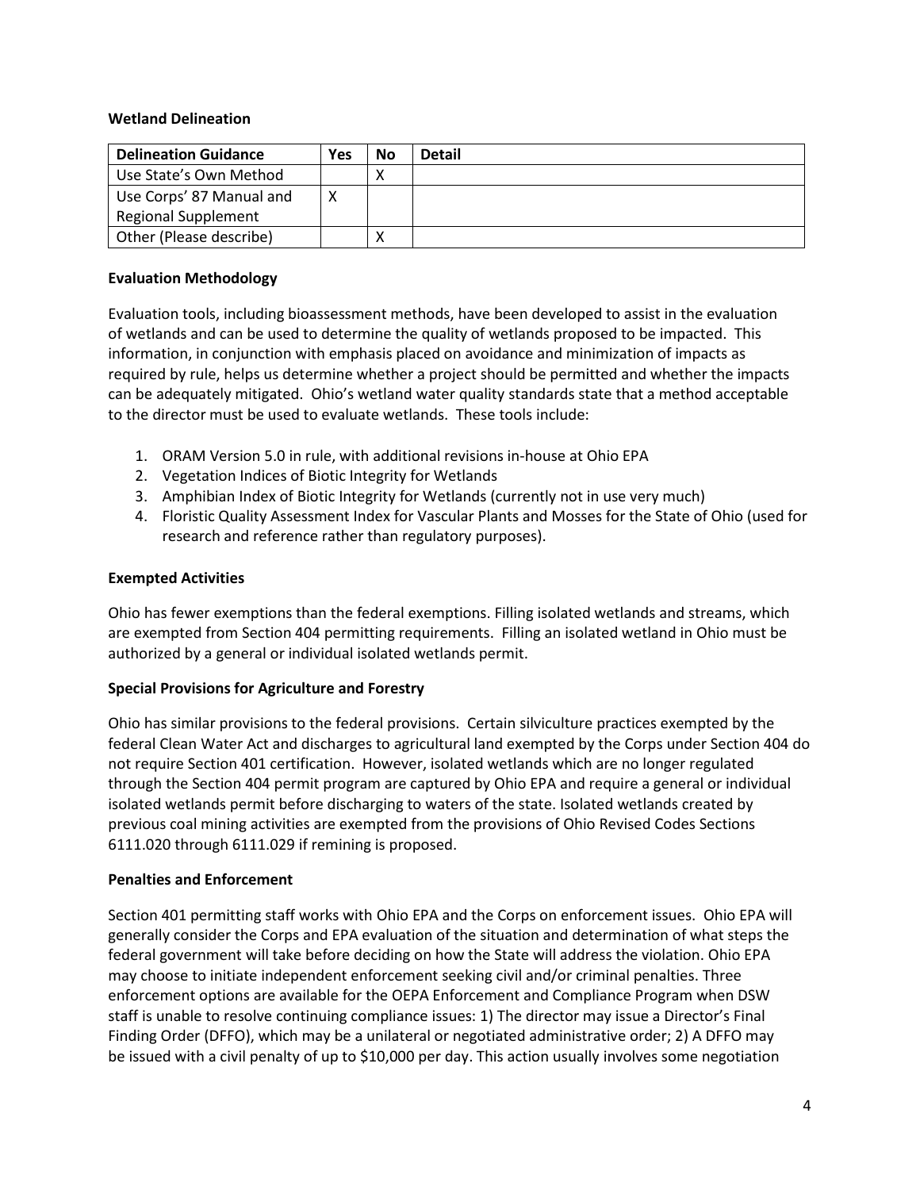**Wetland Delineation**

| Delineation Guidance | Yes | No | Detail |
| --- | --- | --- | --- |
| Use State's Own Method | | X | |
| Use Corps' 87 Manual and Regional Supplement | X | | |
| Other (Please describe) | | X | |

**Evaluation Methodology**

Evaluation tools, including bioassessment methods, have been developed to assist in the evaluation of wetlands and can be used to determine the quality of wetlands proposed to be impacted. This information, in conjunction with emphasis placed on avoidance and minimization of impacts as required by rule, helps us determine whether a project should be permitted and whether the impacts can be adequately mitigated. Ohio's wetland water quality standards state that a method acceptable to the director must be used to evaluate wetlands. These tools include:

1. ORAM Version 5.0 in rule, with additional revisions in-house at Ohio EPA
2. Vegetation Indices of Biotic Integrity for Wetlands
3. Amphibian Index of Biotic Integrity for Wetlands (currently not in use very much)
4. Floristic Quality Assessment Index for Vascular Plants and Mosses for the State of Ohio (used for research and reference rather than regulatory purposes).

**Exempted Activities**

Ohio has fewer exemptions than the federal exemptions. Filling isolated wetlands and streams, which are exempted from Section 404 permitting requirements. Filling an isolated wetland in Ohio must be authorized by a general or individual isolated wetlands permit.

**Special Provisions for Agriculture and Forestry**

Ohio has similar provisions to the federal provisions. Certain silviculture practices exempted by the federal Clean Water Act and discharges to agricultural land exempted by the Corps under Section 404 do not require Section 401 certification. However, isolated wetlands which are no longer regulated through the Section 404 permit program are captured by Ohio EPA and require a general or individual isolated wetlands permit before discharging to waters of the state. Isolated wetlands created by previous coal mining activities are exempted from the provisions of Ohio Revised Codes Sections 6111.020 through 6111.029 if remining is proposed.

**Penalties and Enforcement**

Section 401 permitting staff works with Ohio EPA and the Corps on enforcement issues. Ohio EPA will generally consider the Corps and EPA evaluation of the situation and determination of what steps the federal government will take before deciding on how the State will address the violation. Ohio EPA may choose to initiate independent enforcement seeking civil and/or criminal penalties. Three enforcement options are available for the OEPA Enforcement and Compliance Program when DSW staff is unable to resolve continuing compliance issues: 1) The director may issue a Director's Final Finding Order (DFFO), which may be a unilateral or negotiated administrative order; 2) A DFFO may be issued with a civil penalty of up to $10,000 per day. This action usually involves some negotiation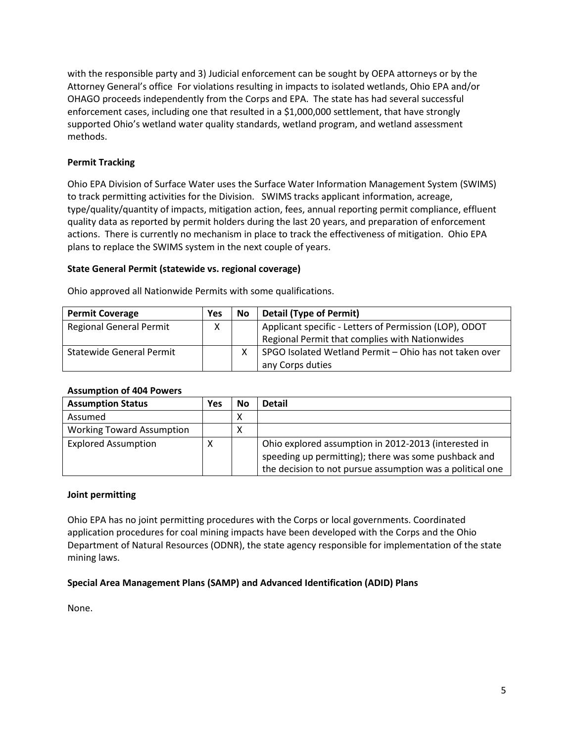with the responsible party and 3) Judicial enforcement can be sought by OEPA attorneys or by the Attorney General's office For violations resulting in impacts to isolated wetlands, Ohio EPA and/or OHAGO proceeds independently from the Corps and EPA. The state has had several successful enforcement cases, including one that resulted in a $1,000,000 settlement, that have strongly supported Ohio's wetland water quality standards, wetland program, and wetland assessment methods.

**Permit Tracking**

Ohio EPA Division of Surface Water uses the Surface Water Information Management System (SWIMS) to track permitting activities for the Division. SWIMS tracks applicant information, acreage, type/quality/quantity of impacts, mitigation action, fees, annual reporting permit compliance, effluent quality data as reported by permit holders during the last 20 years, and preparation of enforcement actions. There is currently no mechanism in place to track the effectiveness of mitigation. Ohio EPA plans to replace the SWIMS system in the next couple of years.

**State General Permit (statewide vs. regional coverage)**

Ohio approved all Nationwide Permits with some qualifications.

| Permit Coverage | Yes | No | Detail (Type of Permit) |
|---|---|---|---|
| Regional General Permit | X | | Applicant specific - Letters of Permission (LOP), ODOT Regional Permit that complies with Nationwides |
| Statewide General Permit | | X | SPGO Isolated Wetland Permit – Ohio has not taken over any Corps duties |

**Assumption of 404 Powers**

| Assumption Status | Yes | No | Detail |
|---|---|---|---|
| Assumed | | X | |
| Working Toward Assumption | | X | |
| Explored Assumption | X | | Ohio explored assumption in 2012-2013 (interested in speeding up permitting); there was some pushback and the decision to not pursue assumption was a political one |

**Joint permitting**

Ohio EPA has no joint permitting procedures with the Corps or local governments. Coordinated application procedures for coal mining impacts have been developed with the Corps and the Ohio Department of Natural Resources (ODNR), the state agency responsible for implementation of the state mining laws.

**Special Area Management Plans (SAMP) and Advanced Identification (ADID) Plans**

None.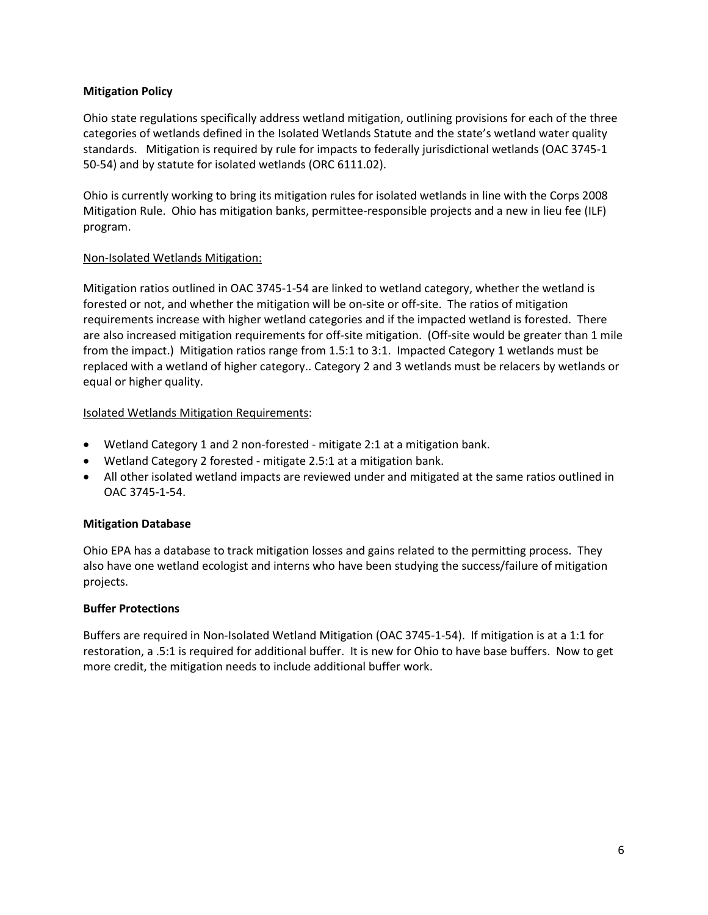**Mitigation Policy**

Ohio state regulations specifically address wetland mitigation, outlining provisions for each of the three categories of wetlands defined in the Isolated Wetlands Statute and the state's wetland water quality standards. Mitigation is required by rule for impacts to federally jurisdictional wetlands (OAC 3745-1 50-54) and by statute for isolated wetlands (ORC 6111.02).

Ohio is currently working to bring its mitigation rules for isolated wetlands in line with the Corps 2008 Mitigation Rule. Ohio has mitigation banks, permittee-responsible projects and a new in lieu fee (ILF) program.

Non-Isolated Wetlands Mitigation:

Mitigation ratios outlined in OAC 3745-1-54 are linked to wetland category, whether the wetland is forested or not, and whether the mitigation will be on-site or off-site. The ratios of mitigation requirements increase with higher wetland categories and if the impacted wetland is forested. There are also increased mitigation requirements for off-site mitigation. (Off-site would be greater than 1 mile from the impact.) Mitigation ratios range from 1.5:1 to 3:1. Impacted Category 1 wetlands must be replaced with a wetland of higher category.. Category 2 and 3 wetlands must be relacers by wetlands or equal or higher quality.

Isolated Wetlands Mitigation Requirements:

- Wetland Category 1 and 2 non-forested - mitigate 2:1 at a mitigation bank.
- Wetland Category 2 forested - mitigate 2.5:1 at a mitigation bank.
- All other isolated wetland impacts are reviewed under and mitigated at the same ratios outlined in OAC 3745-1-54.

**Mitigation Database**

Ohio EPA has a database to track mitigation losses and gains related to the permitting process. They also have one wetland ecologist and interns who have been studying the success/failure of mitigation projects.

**Buffer Protections**

Buffers are required in Non-Isolated Wetland Mitigation (OAC 3745-1-54). If mitigation is at a 1:1 for restoration, a .5:1 is required for additional buffer. It is new for Ohio to have base buffers. Now to get more credit, the mitigation needs to include additional buffer work.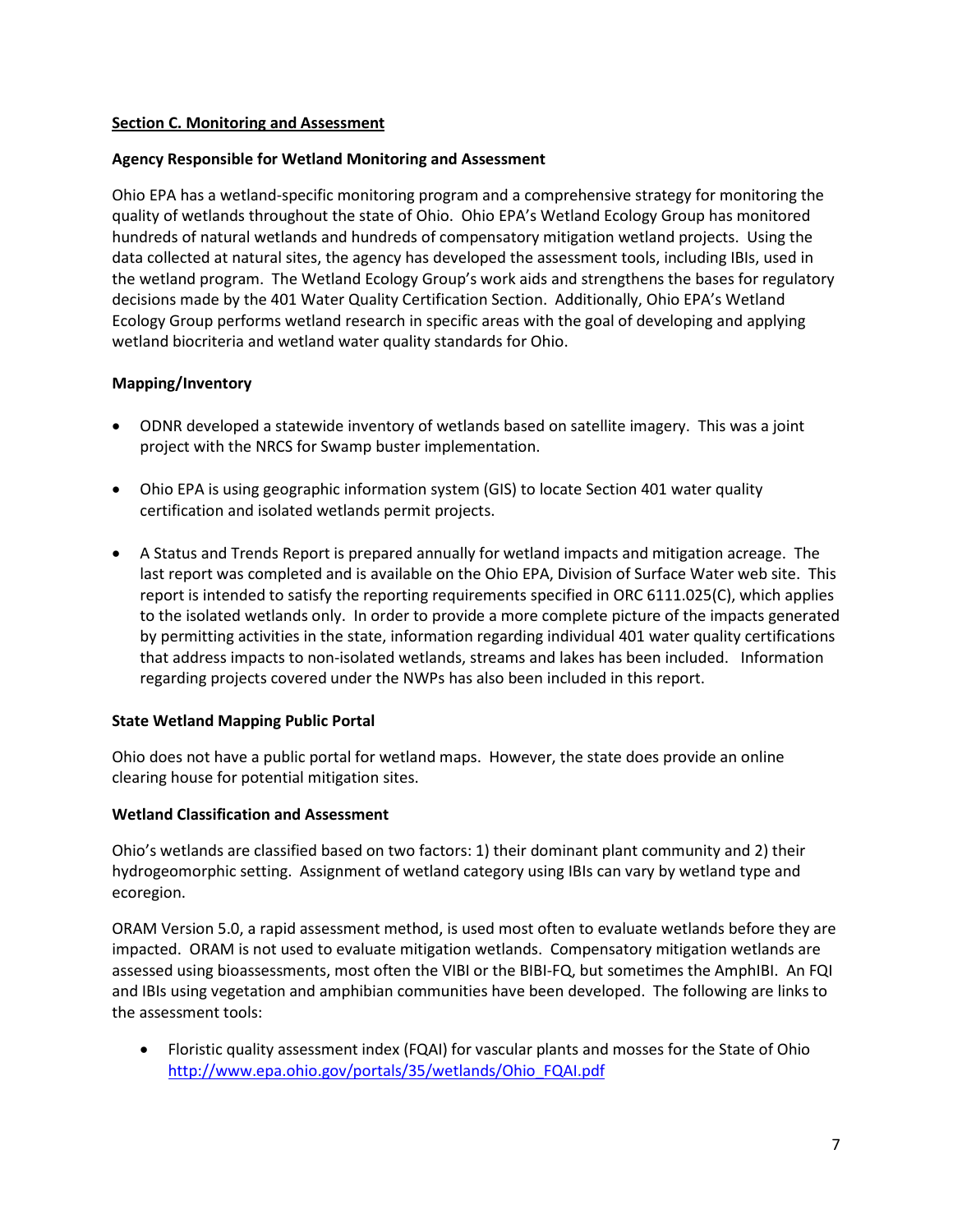**Section C. Monitoring and Assessment**

**Agency Responsible for Wetland Monitoring and Assessment**

Ohio EPA has a wetland-specific monitoring program and a comprehensive strategy for monitoring the quality of wetlands throughout the state of Ohio. Ohio EPA's Wetland Ecology Group has monitored hundreds of natural wetlands and hundreds of compensatory mitigation wetland projects. Using the data collected at natural sites, the agency has developed the assessment tools, including IBIs, used in the wetland program. The Wetland Ecology Group's work aids and strengthens the bases for regulatory decisions made by the 401 Water Quality Certification Section. Additionally, Ohio EPA's Wetland Ecology Group performs wetland research in specific areas with the goal of developing and applying wetland biocriteria and wetland water quality standards for Ohio.

**Mapping/Inventory**

- ODNR developed a statewide inventory of wetlands based on satellite imagery. This was a joint project with the NRCS for Swamp buster implementation.
- Ohio EPA is using geographic information system (GIS) to locate Section 401 water quality certification and isolated wetlands permit projects.
- A Status and Trends Report is prepared annually for wetland impacts and mitigation acreage. The last report was completed and is available on the Ohio EPA, Division of Surface Water web site. This report is intended to satisfy the reporting requirements specified in ORC 6111.025(C), which applies to the isolated wetlands only. In order to provide a more complete picture of the impacts generated by permitting activities in the state, information regarding individual 401 water quality certifications that address impacts to non-isolated wetlands, streams and lakes has been included. Information regarding projects covered under the NWPs has also been included in this report.

**State Wetland Mapping Public Portal**

Ohio does not have a public portal for wetland maps. However, the state does provide an online clearing house for potential mitigation sites.

**Wetland Classification and Assessment**

Ohio's wetlands are classified based on two factors: 1) their dominant plant community and 2) their hydrogeomorphic setting. Assignment of wetland category using IBIs can vary by wetland type and ecoregion.

ORAM Version 5.0, a rapid assessment method, is used most often to evaluate wetlands before they are impacted. ORAM is not used to evaluate mitigation wetlands. Compensatory mitigation wetlands are assessed using bioassessments, most often the VIBI or the BIBI-FQ, but sometimes the AmphIBI. An FQI and IBIs using vegetation and amphibian communities have been developed. The following are links to the assessment tools:

- Floristic quality assessment index (FQAI) for vascular plants and mosses for the State of Ohio [http://www.epa.ohio.gov/portals/35/wetlands/Ohio_FQAI.pdf](http://www.epa.ohio.gov/portals/35/wetlands/Ohio_FQAI.pdf)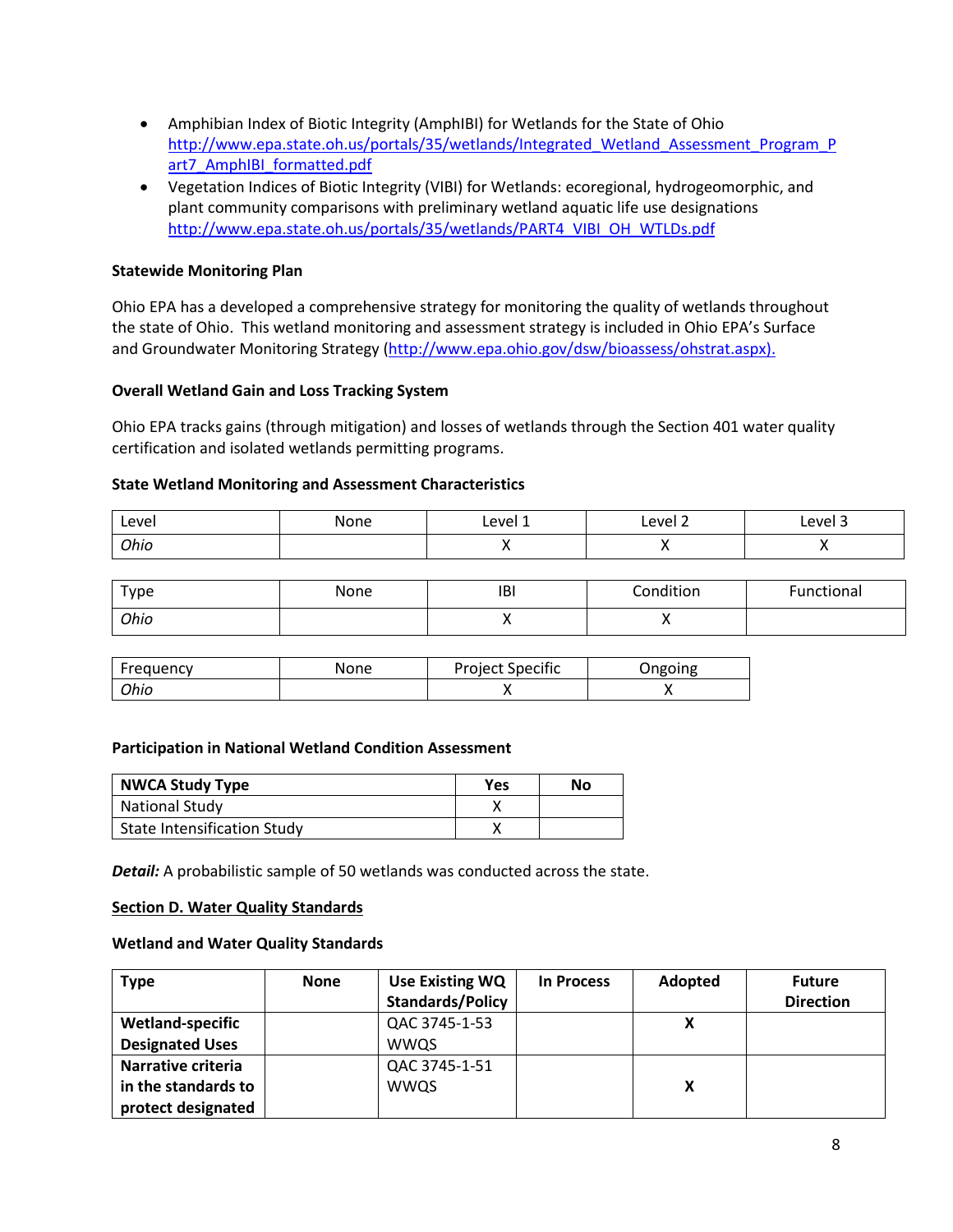- Amphibian Index of Biotic Integrity (AmphIBI) for Wetlands for the State of Ohio http://www.epa.state.oh.us/portals/35/wetlands/Integrated_Wetland_Assessment_Program_Part7_AmphIBI_formatted.pdf
- Vegetation Indices of Biotic Integrity (VIBI) for Wetlands: ecoregional, hydrogeomorphic, and plant community comparisons with preliminary wetland aquatic life use designations http://www.epa.state.oh.us/portals/35/wetlands/PART4_VIBI_OH_WTLDs.pdf

**Statewide Monitoring Plan**

Ohio EPA has a developed a comprehensive strategy for monitoring the quality of wetlands throughout the state of Ohio. This wetland monitoring and assessment strategy is included in Ohio EPA's Surface and Groundwater Monitoring Strategy (http://www.epa.ohio.gov/dsw/bioassess/ohstrat.aspx).

**Overall Wetland Gain and Loss Tracking System**

Ohio EPA tracks gains (through mitigation) and losses of wetlands through the Section 401 water quality certification and isolated wetlands permitting programs.

**State Wetland Monitoring and Assessment Characteristics**

| Level | None | Level 1 | Level 2 | Level 3 |
|---|---|---|---|---|
| *Ohio* | | X | X | X |

| Type | None | IBI | Condition | Functional |
|---|---|---|---|---|
| *Ohio* | | X | X | |

| Frequency | None | Project Specific | Ongoing |
|---|---|---|---|
| *Ohio* | | X | X |

**Participation in National Wetland Condition Assessment**

| NWCA Study Type | Yes | No |
|---|---|---|
| National Study | X | |
| State Intensification Study | X | |

***Detail:*** A probabilistic sample of 50 wetlands was conducted across the state.

**<u>Section D. Water Quality Standards</u>**

**Wetland and Water Quality Standards**

| Type | None | Use Existing WQ Standards/Policy | In Process | Adopted | Future Direction |
|---|---|---|---|---|---|
| **Wetland-specific Designated Uses** | | QAC 3745-1-53 WWQS | | **X** | |
| **Narrative criteria in the standards to protect designated** | | QAC 3745-1-51 WWQS | | **X** | |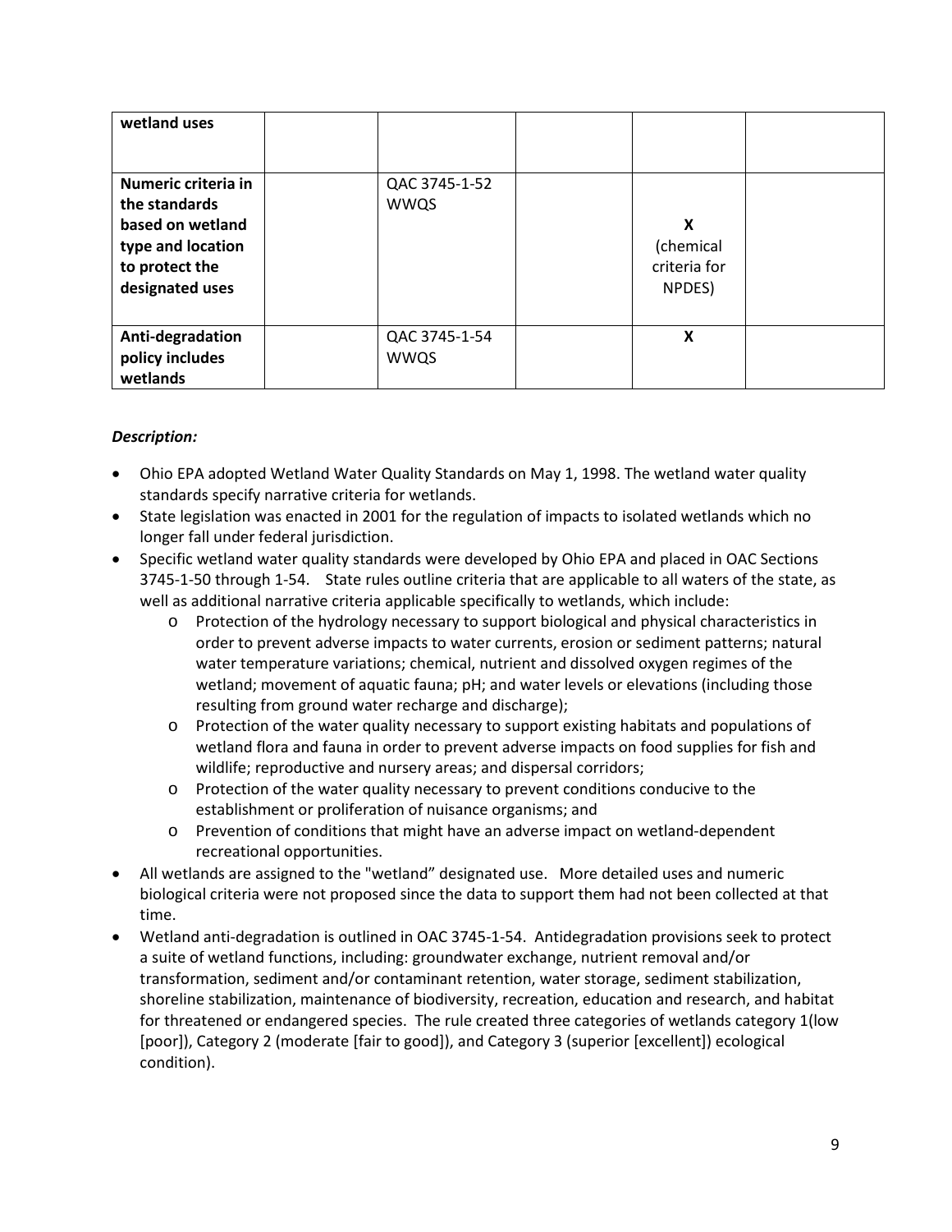| | | | | | |
|---|---|---|---|---|---|
| **wetland uses** | | | | | |
| **Numeric criteria in the standards based on wetland type and location to protect the designated uses** | | QAC 3745-1-52 WWQS | | **X** (chemical criteria for NPDES) | |
| **Anti-degradation policy includes wetlands** | | QAC 3745-1-54 WWQS | | **X** | |

***Description:***

- Ohio EPA adopted Wetland Water Quality Standards on May 1, 1998. The wetland water quality standards specify narrative criteria for wetlands.
- State legislation was enacted in 2001 for the regulation of impacts to isolated wetlands which no longer fall under federal jurisdiction.
- Specific wetland water quality standards were developed by Ohio EPA and placed in OAC Sections 3745-1-50 through 1-54. State rules outline criteria that are applicable to all waters of the state, as well as additional narrative criteria applicable specifically to wetlands, which include:
  - Protection of the hydrology necessary to support biological and physical characteristics in order to prevent adverse impacts to water currents, erosion or sediment patterns; natural water temperature variations; chemical, nutrient and dissolved oxygen regimes of the wetland; movement of aquatic fauna; pH; and water levels or elevations (including those resulting from ground water recharge and discharge);
  - Protection of the water quality necessary to support existing habitats and populations of wetland flora and fauna in order to prevent adverse impacts on food supplies for fish and wildlife; reproductive and nursery areas; and dispersal corridors;
  - Protection of the water quality necessary to prevent conditions conducive to the establishment or proliferation of nuisance organisms; and
  - Prevention of conditions that might have an adverse impact on wetland-dependent recreational opportunities.
- All wetlands are assigned to the "wetland" designated use. More detailed uses and numeric biological criteria were not proposed since the data to support them had not been collected at that time.
- Wetland anti-degradation is outlined in OAC 3745-1-54. Antidegradation provisions seek to protect a suite of wetland functions, including: groundwater exchange, nutrient removal and/or transformation, sediment and/or contaminant retention, water storage, sediment stabilization, shoreline stabilization, maintenance of biodiversity, recreation, education and research, and habitat for threatened or endangered species. The rule created three categories of wetlands category 1(low [poor]), Category 2 (moderate [fair to good]), and Category 3 (superior [excellent]) ecological condition).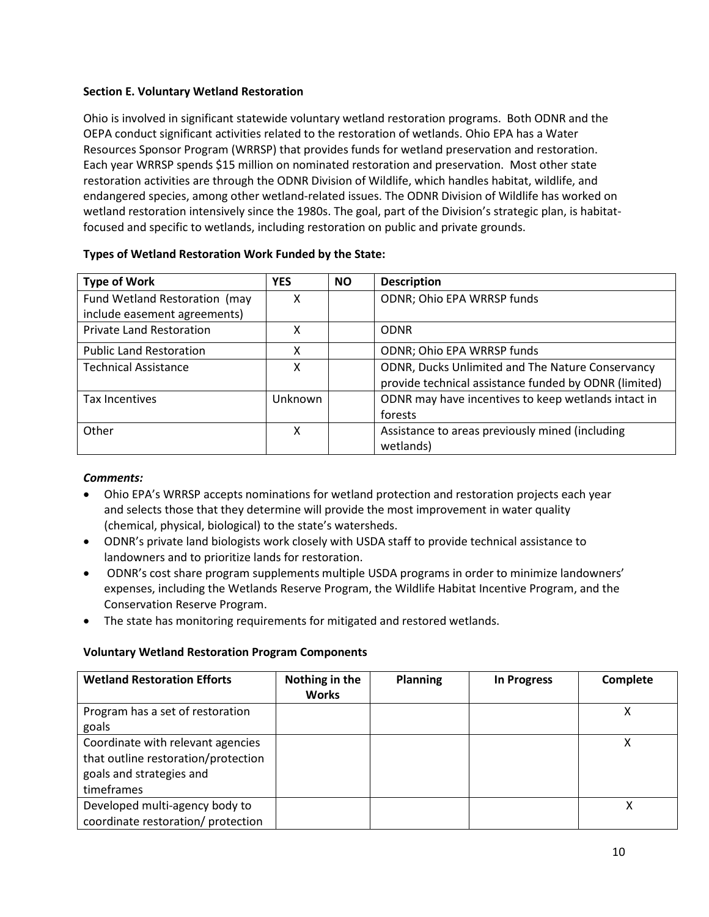**Section E. Voluntary Wetland Restoration**

Ohio is involved in significant statewide voluntary wetland restoration programs. Both ODNR and the OEPA conduct significant activities related to the restoration of wetlands. Ohio EPA has a Water Resources Sponsor Program (WRRSP) that provides funds for wetland preservation and restoration. Each year WRRSP spends $15 million on nominated restoration and preservation. Most other state restoration activities are through the ODNR Division of Wildlife, which handles habitat, wildlife, and endangered species, among other wetland-related issues. The ODNR Division of Wildlife has worked on wetland restoration intensively since the 1980s. The goal, part of the Division's strategic plan, is habitat-focused and specific to wetlands, including restoration on public and private grounds.

**Types of Wetland Restoration Work Funded by the State:**

| Type of Work | YES | NO | Description |
|---|---|---|---|
| Fund Wetland Restoration (may include easement agreements) | X | | ODNR; Ohio EPA WRRSP funds |
| Private Land Restoration | X | | ODNR |
| Public Land Restoration | X | | ODNR; Ohio EPA WRRSP funds |
| Technical Assistance | X | | ODNR, Ducks Unlimited and The Nature Conservancy provide technical assistance funded by ODNR (limited) |
| Tax Incentives | Unknown | | ODNR may have incentives to keep wetlands intact in forests |
| Other | X | | Assistance to areas previously mined (including wetlands) |

***Comments:***

- Ohio EPA's WRRSP accepts nominations for wetland protection and restoration projects each year and selects those that they determine will provide the most improvement in water quality (chemical, physical, biological) to the state's watersheds.
- ODNR's private land biologists work closely with USDA staff to provide technical assistance to landowners and to prioritize lands for restoration.
- ODNR's cost share program supplements multiple USDA programs in order to minimize landowners' expenses, including the Wetlands Reserve Program, the Wildlife Habitat Incentive Program, and the Conservation Reserve Program.
- The state has monitoring requirements for mitigated and restored wetlands.

**Voluntary Wetland Restoration Program Components**

| Wetland Restoration Efforts | Nothing in the Works | Planning | In Progress | Complete |
|---|---|---|---|---|
| Program has a set of restoration goals | | | | X |
| Coordinate with relevant agencies that outline restoration/protection goals and strategies and timeframes | | | | X |
| Developed multi-agency body to coordinate restoration/ protection | | | | X |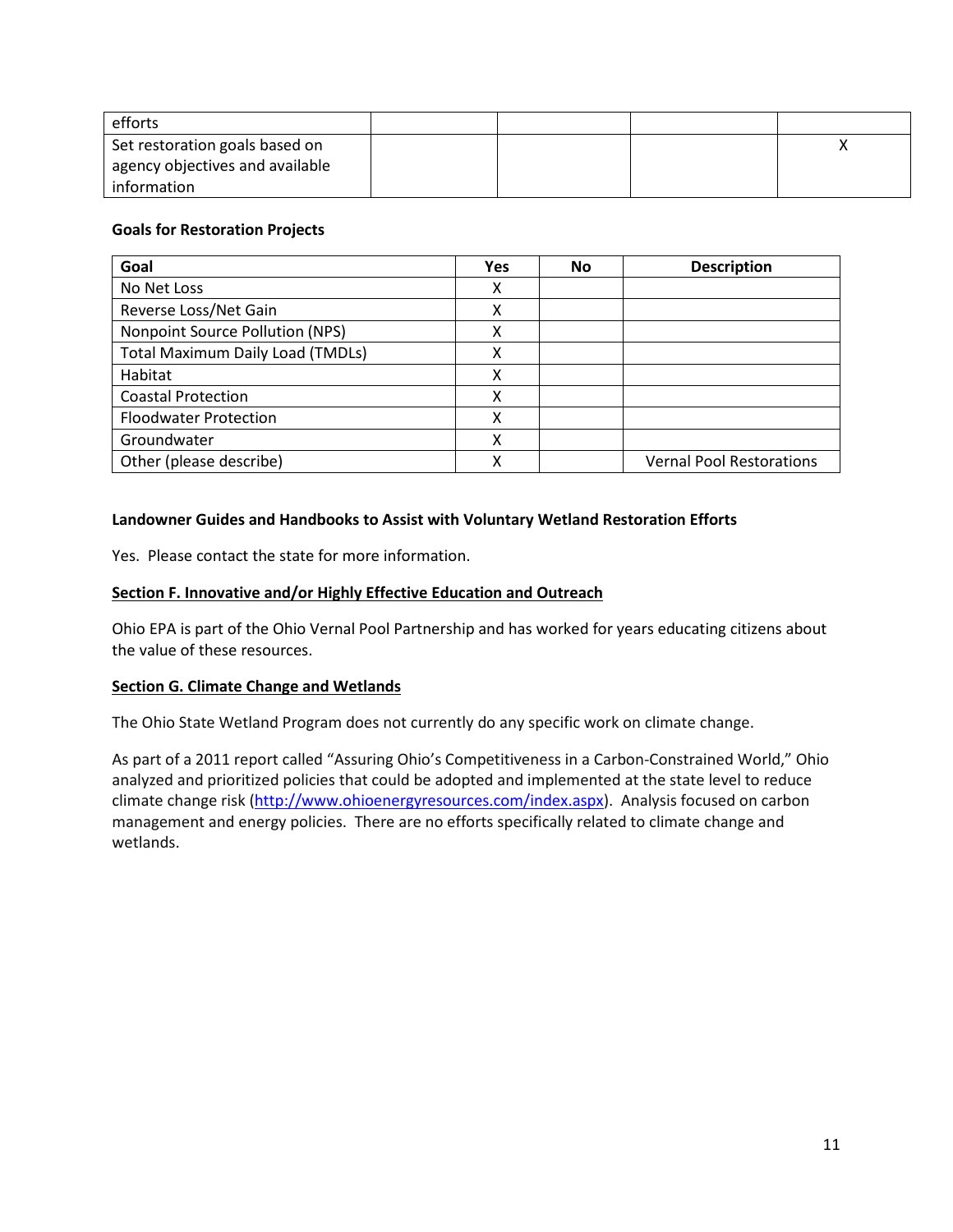| efforts | | | | |
|---|---|---|---|---|
| Set restoration goals based on agency objectives and available information | | | | X |

**Goals for Restoration Projects**

| Goal | Yes | No | Description |
|---|---|---|---|
| No Net Loss | X | | |
| Reverse Loss/Net Gain | X | | |
| Nonpoint Source Pollution (NPS) | X | | |
| Total Maximum Daily Load (TMDLs) | X | | |
| Habitat | X | | |
| Coastal Protection | X | | |
| Floodwater Protection | X | | |
| Groundwater | X | | |
| Other (please describe) | X | | Vernal Pool Restorations |

**Landowner Guides and Handbooks to Assist with Voluntary Wetland Restoration Efforts**

Yes. Please contact the state for more information.

## Section F. Innovative and/or Highly Effective Education and Outreach

Ohio EPA is part of the Ohio Vernal Pool Partnership and has worked for years educating citizens about the value of these resources.

## Section G. Climate Change and Wetlands

The Ohio State Wetland Program does not currently do any specific work on climate change.

As part of a 2011 report called "Assuring Ohio's Competitiveness in a Carbon-Constrained World," Ohio analyzed and prioritized policies that could be adopted and implemented at the state level to reduce climate change risk (http://www.ohioenergyresources.com/index.aspx). Analysis focused on carbon management and energy policies. There are no efforts specifically related to climate change and wetlands.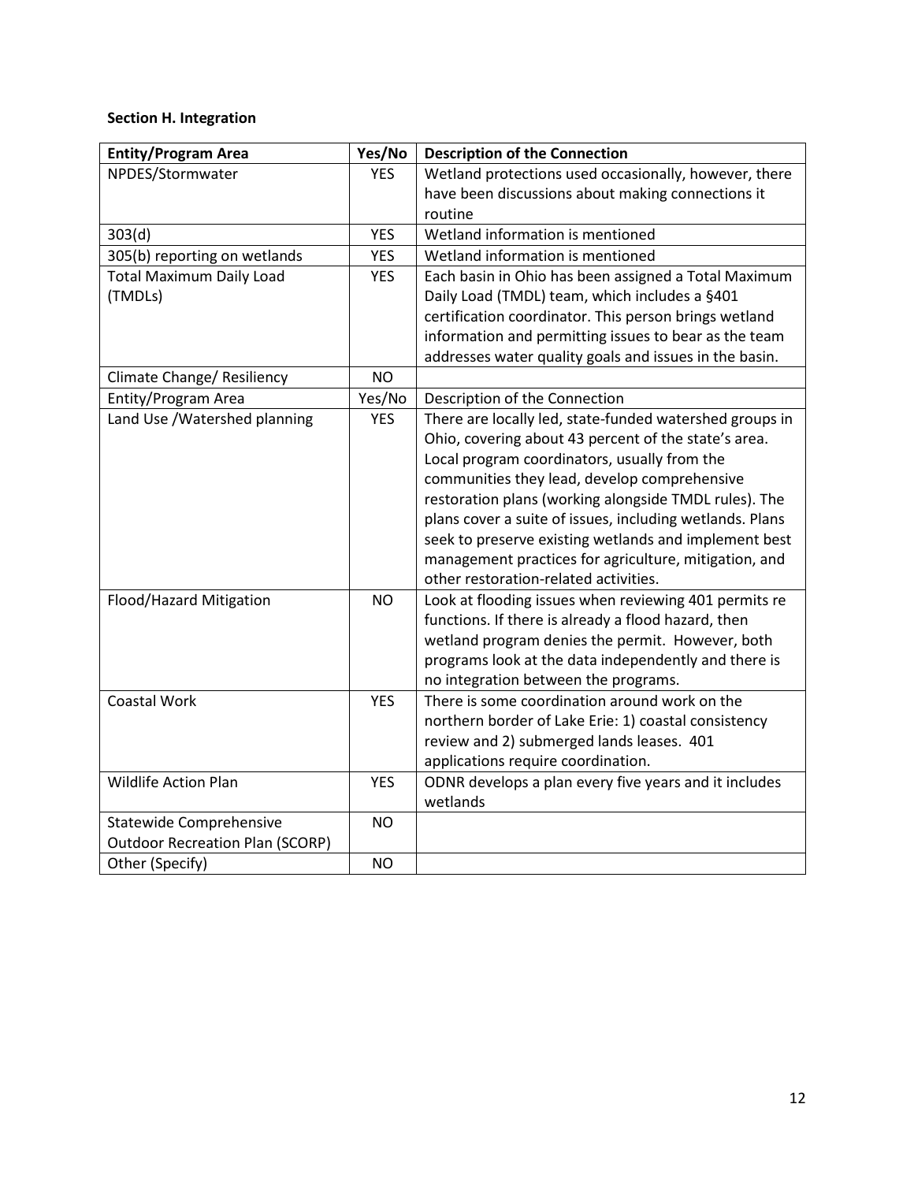**Section H. Integration**

| Entity/Program Area | Yes/No | Description of the Connection |
|---|---|---|
| NPDES/Stormwater | YES | Wetland protections used occasionally, however, there have been discussions about making connections it routine |
| 303(d) | YES | Wetland information is mentioned |
| 305(b) reporting on wetlands | YES | Wetland information is mentioned |
| Total Maximum Daily Load (TMDLs) | YES | Each basin in Ohio has been assigned a Total Maximum Daily Load (TMDL) team, which includes a §401 certification coordinator. This person brings wetland information and permitting issues to bear as the team addresses water quality goals and issues in the basin. |
| Climate Change/ Resiliency | NO | |
| Entity/Program Area | Yes/No | Description of the Connection |
| Land Use /Watershed planning | YES | There are locally led, state-funded watershed groups in Ohio, covering about 43 percent of the state's area. Local program coordinators, usually from the communities they lead, develop comprehensive restoration plans (working alongside TMDL rules). The plans cover a suite of issues, including wetlands. Plans seek to preserve existing wetlands and implement best management practices for agriculture, mitigation, and other restoration-related activities. |
| Flood/Hazard Mitigation | NO | Look at flooding issues when reviewing 401 permits re functions. If there is already a flood hazard, then wetland program denies the permit. However, both programs look at the data independently and there is no integration between the programs. |
| Coastal Work | YES | There is some coordination around work on the northern border of Lake Erie: 1) coastal consistency review and 2) submerged lands leases. 401 applications require coordination. |
| Wildlife Action Plan | YES | ODNR develops a plan every five years and it includes wetlands |
| Statewide Comprehensive Outdoor Recreation Plan (SCORP) | NO | |
| Other (Specify) | NO | |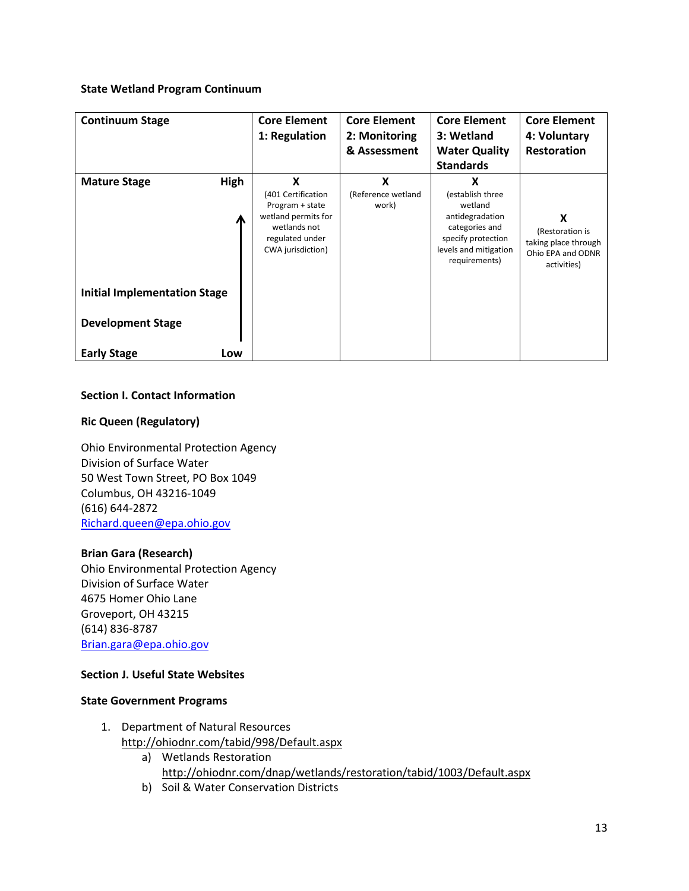**State Wetland Program Continuum**

| Continuum Stage | | Core Element 1: Regulation | Core Element 2: Monitoring & Assessment | Core Element 3: Wetland Water Quality Standards | Core Element 4: Voluntary Restoration |
|---|---|---|---|---|---|
| Mature Stage | High | X (401 Certification Program + state wetland permits for wetlands not regulated under CWA jurisdiction) | X (Reference wetland work) | X (establish three wetland antidegradation categories and specify protection levels and mitigation requirements) | X (Restoration is taking place through Ohio EPA and ODNR activities) |
| Initial Implementation Stage | ↑ | | | | |
| Development Stage | | | | | |
| Early Stage | Low | | | | |

**Section I. Contact Information**

**Ric Queen (Regulatory)**

Ohio Environmental Protection Agency
Division of Surface Water
50 West Town Street, PO Box 1049
Columbus, OH 43216-1049
(616) 644-2872
Richard.queen@epa.ohio.gov

**Brian Gara (Research)**
Ohio Environmental Protection Agency
Division of Surface Water
4675 Homer Ohio Lane
Groveport, OH 43215
(614) 836-8787
Brian.gara@epa.ohio.gov

**Section J. Useful State Websites**

**State Government Programs**

1. Department of Natural Resources
   http://ohiodnr.com/tabid/998/Default.aspx
   a) Wetlands Restoration
      http://ohiodnr.com/dnap/wetlands/restoration/tabid/1003/Default.aspx
   b) Soil & Water Conservation Districts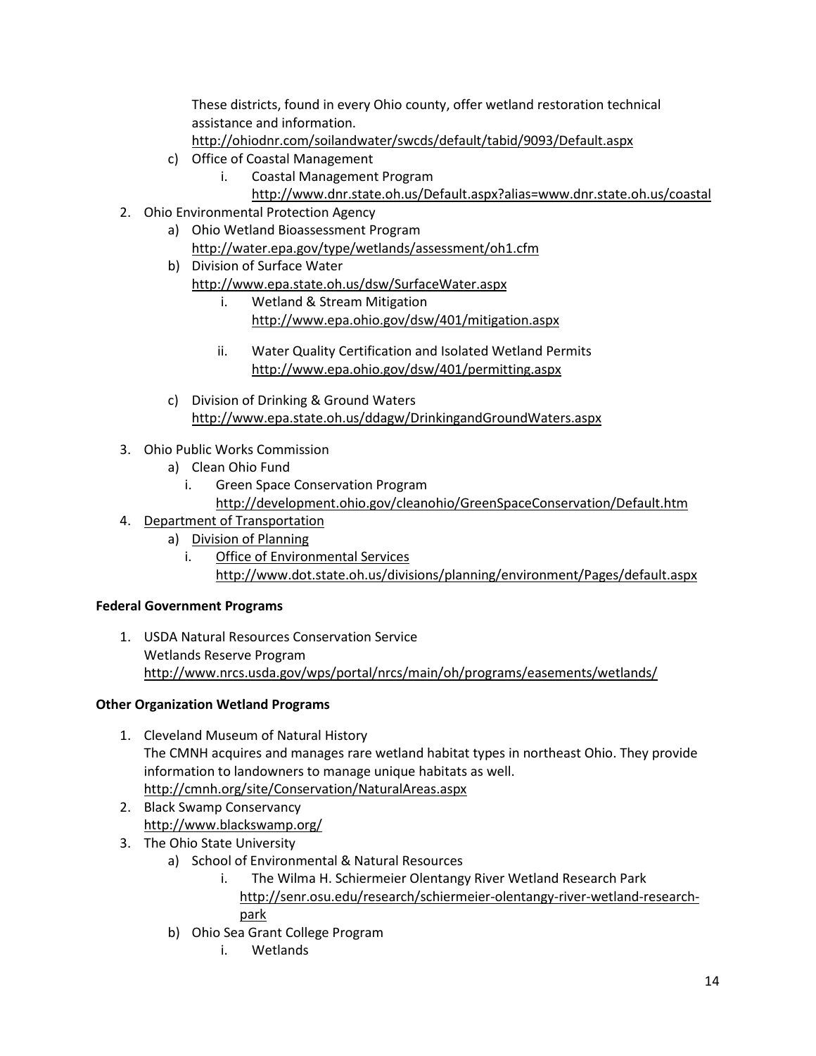These districts, found in every Ohio county, offer wetland restoration technical assistance and information.
http://ohiodnr.com/soilandwater/swcds/default/tabid/9093/Default.aspx

c) Office of Coastal Management
   i. Coastal Management Program
      http://www.dnr.state.oh.us/Default.aspx?alias=www.dnr.state.oh.us/coastal

2. Ohio Environmental Protection Agency
   a) Ohio Wetland Bioassessment Program
      http://water.epa.gov/type/wetlands/assessment/oh1.cfm
   b) Division of Surface Water
      http://www.epa.state.oh.us/dsw/SurfaceWater.aspx
      i. Wetland & Stream Mitigation
         http://www.epa.ohio.gov/dsw/401/mitigation.aspx
      ii. Water Quality Certification and Isolated Wetland Permits
         http://www.epa.ohio.gov/dsw/401/permitting.aspx
   c) Division of Drinking & Ground Waters
      http://www.epa.state.oh.us/ddagw/DrinkingandGroundWaters.aspx

3. Ohio Public Works Commission
   a) Clean Ohio Fund
      i. Green Space Conservation Program
         http://development.ohio.gov/cleanohio/GreenSpaceConservation/Default.htm

4. Department of Transportation
   a) Division of Planning
      i. Office of Environmental Services
         http://www.dot.state.oh.us/divisions/planning/environment/Pages/default.aspx

**Federal Government Programs**

1. USDA Natural Resources Conservation Service
   Wetlands Reserve Program
   http://www.nrcs.usda.gov/wps/portal/nrcs/main/oh/programs/easements/wetlands/

**Other Organization Wetland Programs**

1. Cleveland Museum of Natural History
   The CMNH acquires and manages rare wetland habitat types in northeast Ohio. They provide information to landowners to manage unique habitats as well.
   http://cmnh.org/site/Conservation/NaturalAreas.aspx
2. Black Swamp Conservancy
   http://www.blackswamp.org/
3. The Ohio State University
   a) School of Environmental & Natural Resources
      i. The Wilma H. Schiermeier Olentangy River Wetland Research Park
         http://senr.osu.edu/research/schiermeier-olentangy-river-wetland-research-park
   b) Ohio Sea Grant College Program
      i. Wetlands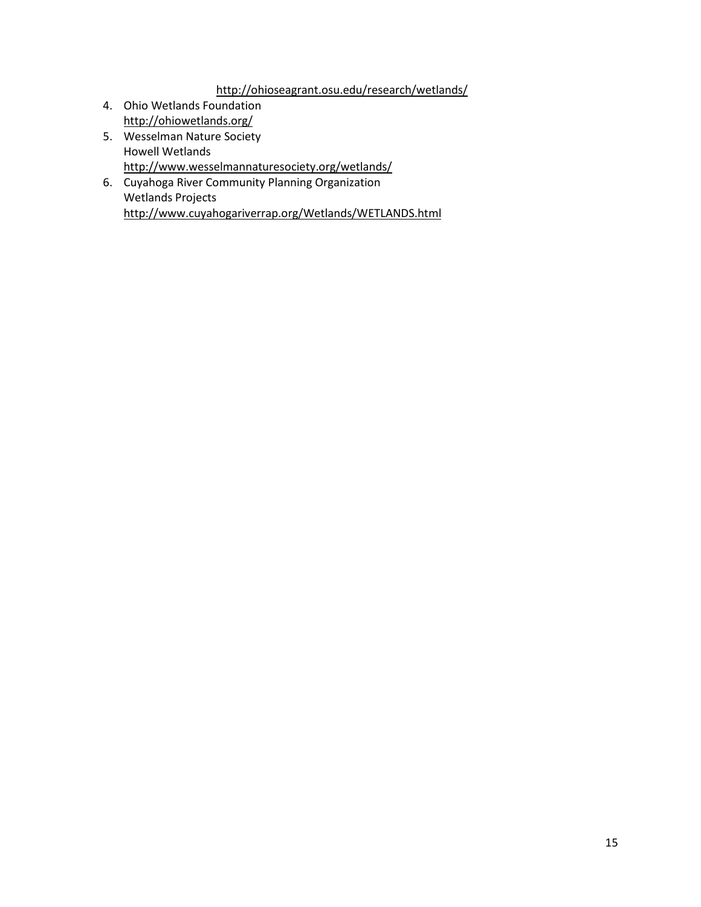http://ohioseagrant.osu.edu/research/wetlands/

4. Ohio Wetlands Foundation
   http://ohiowetlands.org/
5. Wesselman Nature Society
   Howell Wetlands
   http://www.wesselmannaturesociety.org/wetlands/
6. Cuyahoga River Community Planning Organization
   Wetlands Projects
   http://www.cuyahogariverrap.org/Wetlands/WETLANDS.html